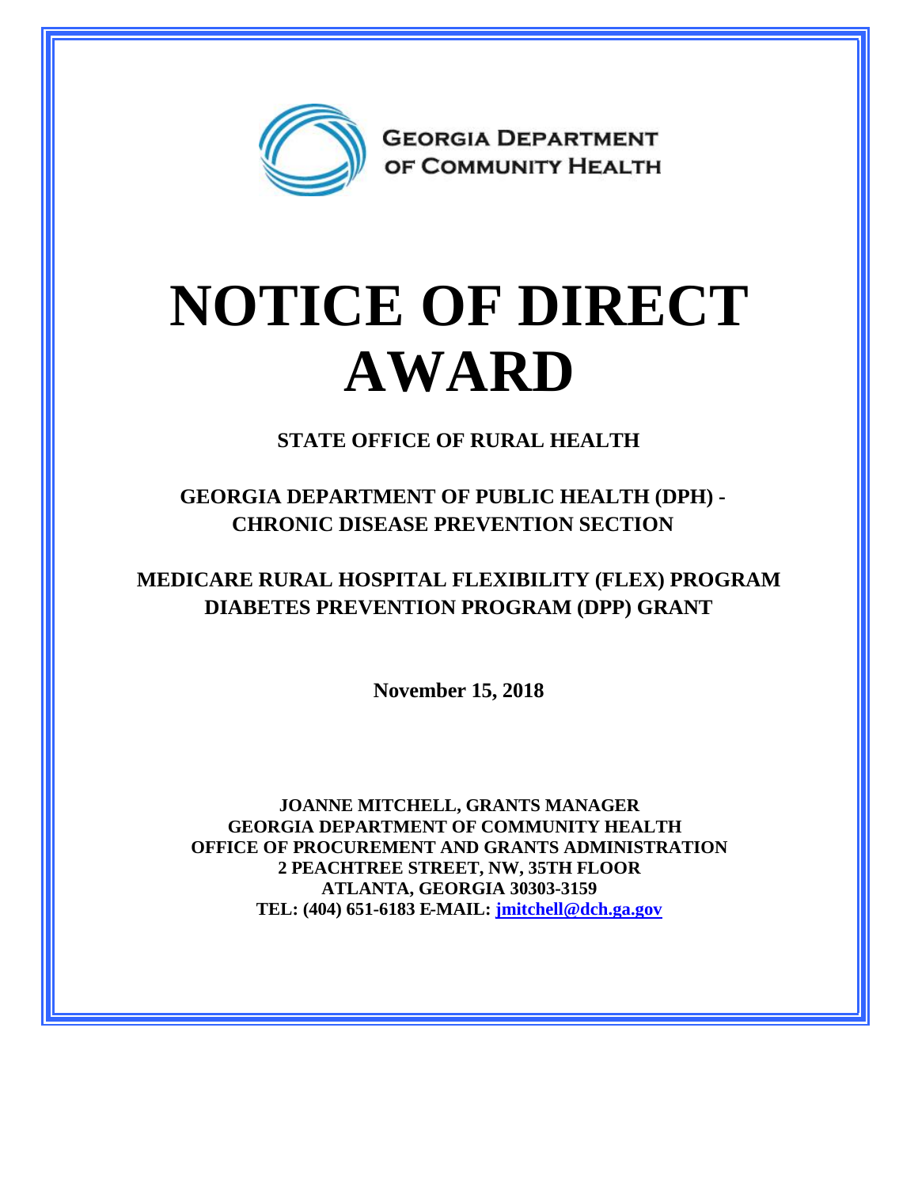GEORGIA DEPARTMENT OF COMMUNITY HEALTH

# NOTICE OF DIRECT AWARD

**STATE OFFICE OF RURAL HEALTH**

**GEORGIA DEPARTMENT OF PUBLIC HEALTH (DPH) - CHRONIC DISEASE PREVENTION SECTION**

**MEDICARE RURAL HOSPITAL FLEXIBILITY (FLEX) PROGRAM DIABETES PREVENTION PROGRAM (DPP) GRANT**

**November 15, 2018**

**JOANNE MITCHELL, GRANTS MANAGER**
**GEORGIA DEPARTMENT OF COMMUNITY HEALTH**
**OFFICE OF PROCUREMENT AND GRANTS ADMINISTRATION**
**2 PEACHTREE STREET, NW, 35TH FLOOR**
**ATLANTA, GEORGIA 30303-3159**
**TEL: (404) 651-6183 E-MAIL: jmitchell@dch.ga.gov**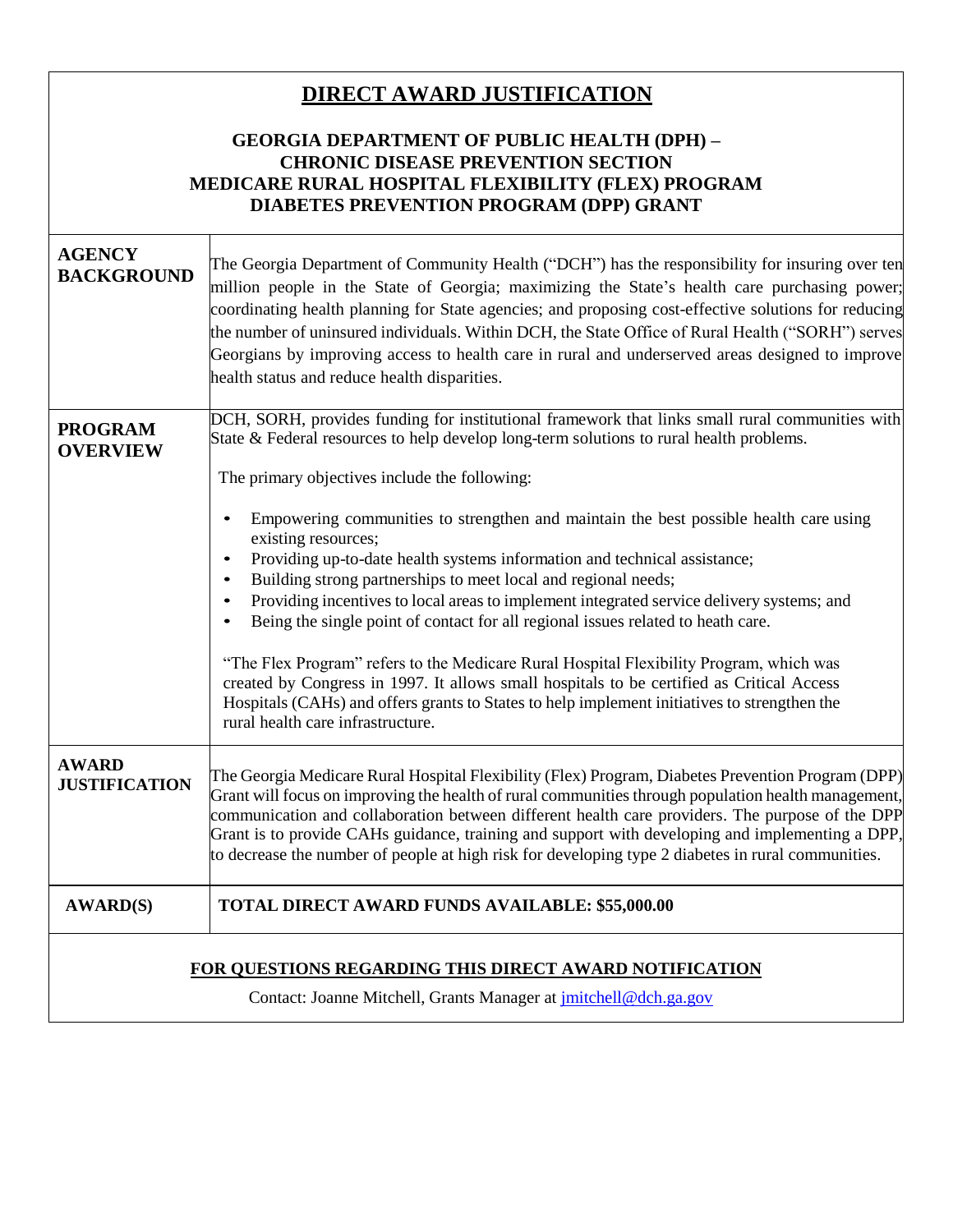# DIRECT AWARD JUSTIFICATION

## GEORGIA DEPARTMENT OF PUBLIC HEALTH (DPH) – CHRONIC DISEASE PREVENTION SECTION MEDICARE RURAL HOSPITAL FLEXIBILITY (FLEX) PROGRAM DIABETES PREVENTION PROGRAM (DPP) GRANT

| | |
|---|---|
| **AGENCY BACKGROUND** | The Georgia Department of Community Health ("DCH") has the responsibility for insuring over ten million people in the State of Georgia; maximizing the State's health care purchasing power; coordinating health planning for State agencies; and proposing cost-effective solutions for reducing the number of uninsured individuals. Within DCH, the State Office of Rural Health ("SORH") serves Georgians by improving access to health care in rural and underserved areas designed to improve health status and reduce health disparities. |
| **PROGRAM OVERVIEW** | DCH, SORH, provides funding for institutional framework that links small rural communities with State & Federal resources to help develop long-term solutions to rural health problems.<br><br>The primary objectives include the following:<br><br>• Empowering communities to strengthen and maintain the best possible health care using existing resources;<br>• Providing up-to-date health systems information and technical assistance;<br>• Building strong partnerships to meet local and regional needs;<br>• Providing incentives to local areas to implement integrated service delivery systems; and<br>• Being the single point of contact for all regional issues related to heath care.<br><br>"The Flex Program" refers to the Medicare Rural Hospital Flexibility Program, which was created by Congress in 1997. It allows small hospitals to be certified as Critical Access Hospitals (CAHs) and offers grants to States to help implement initiatives to strengthen the rural health care infrastructure. |
| **AWARD JUSTIFICATION** | The Georgia Medicare Rural Hospital Flexibility (Flex) Program, Diabetes Prevention Program (DPP) Grant will focus on improving the health of rural communities through population health management, communication and collaboration between different health care providers. The purpose of the DPP Grant is to provide CAHs guidance, training and support with developing and implementing a DPP, to decrease the number of people at high risk for developing type 2 diabetes in rural communities. |
| **AWARD(S)** | **TOTAL DIRECT AWARD FUNDS AVAILABLE: $55,000.00** |

**FOR QUESTIONS REGARDING THIS DIRECT AWARD NOTIFICATION**

Contact: Joanne Mitchell, Grants Manager at jmitchell@dch.ga.gov